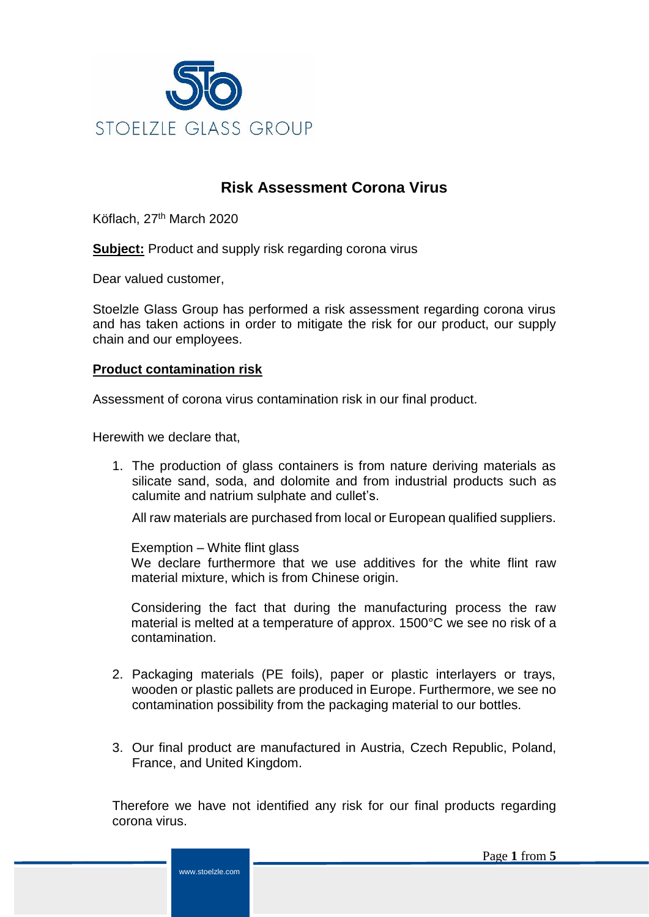STOELZLE GLASS GROUP

# Risk Assessment Corona Virus

Köflach, 27th March 2020

**Subject:** Product and supply risk regarding corona virus

Dear valued customer,

Stoelzle Glass Group has performed a risk assessment regarding corona virus and has taken actions in order to mitigate the risk for our product, our supply chain and our employees.

## Product contamination risk

Assessment of corona virus contamination risk in our final product.

Herewith we declare that,

1. The production of glass containers is from nature deriving materials as silicate sand, soda, and dolomite and from industrial products such as calumite and natrium sulphate and cullet's.

   All raw materials are purchased from local or European qualified suppliers.

   Exemption – White flint glass
   We declare furthermore that we use additives for the white flint raw material mixture, which is from Chinese origin.

   Considering the fact that during the manufacturing process the raw material is melted at a temperature of approx. 1500°C we see no risk of a contamination.

2. Packaging materials (PE foils), paper or plastic interlayers or trays, wooden or plastic pallets are produced in Europe. Furthermore, we see no contamination possibility from the packaging material to our bottles.

3. Our final product are manufactured in Austria, Czech Republic, Poland, France, and United Kingdom.

Therefore we have not identified any risk for our final products regarding corona virus.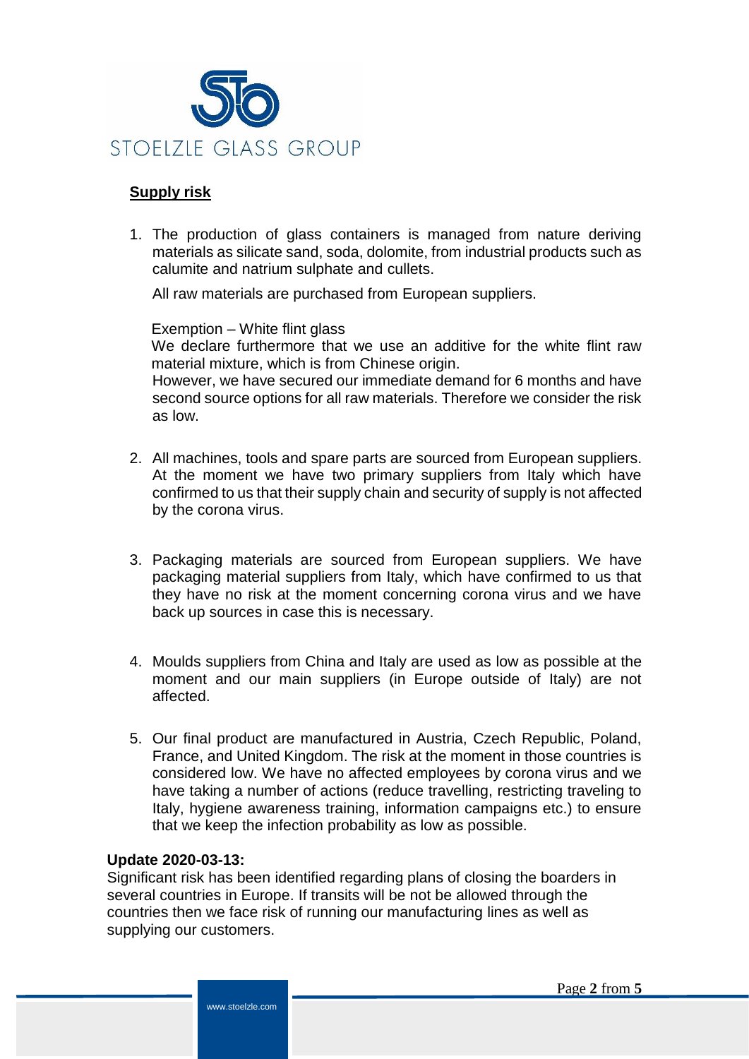## Supply risk

1. The production of glass containers is managed from nature deriving materials as silicate sand, soda, dolomite, from industrial products such as calumite and natrium sulphate and cullets.

   All raw materials are purchased from European suppliers.

   Exemption – White flint glass
   We declare furthermore that we use an additive for the white flint raw material mixture, which is from Chinese origin.
   However, we have secured our immediate demand for 6 months and have second source options for all raw materials. Therefore we consider the risk as low.

2. All machines, tools and spare parts are sourced from European suppliers. At the moment we have two primary suppliers from Italy which have confirmed to us that their supply chain and security of supply is not affected by the corona virus.

3. Packaging materials are sourced from European suppliers. We have packaging material suppliers from Italy, which have confirmed to us that they have no risk at the moment concerning corona virus and we have back up sources in case this is necessary.

4. Moulds suppliers from China and Italy are used as low as possible at the moment and our main suppliers (in Europe outside of Italy) are not affected.

5. Our final product are manufactured in Austria, Czech Republic, Poland, France, and United Kingdom. The risk at the moment in those countries is considered low. We have no affected employees by corona virus and we have taking a number of actions (reduce travelling, restricting traveling to Italy, hygiene awareness training, information campaigns etc.) to ensure that we keep the infection probability as low as possible.

**Update 2020-03-13:**
Significant risk has been identified regarding plans of closing the boarders in several countries in Europe. If transits will be not be allowed through the countries then we face risk of running our manufacturing lines as well as supplying our customers.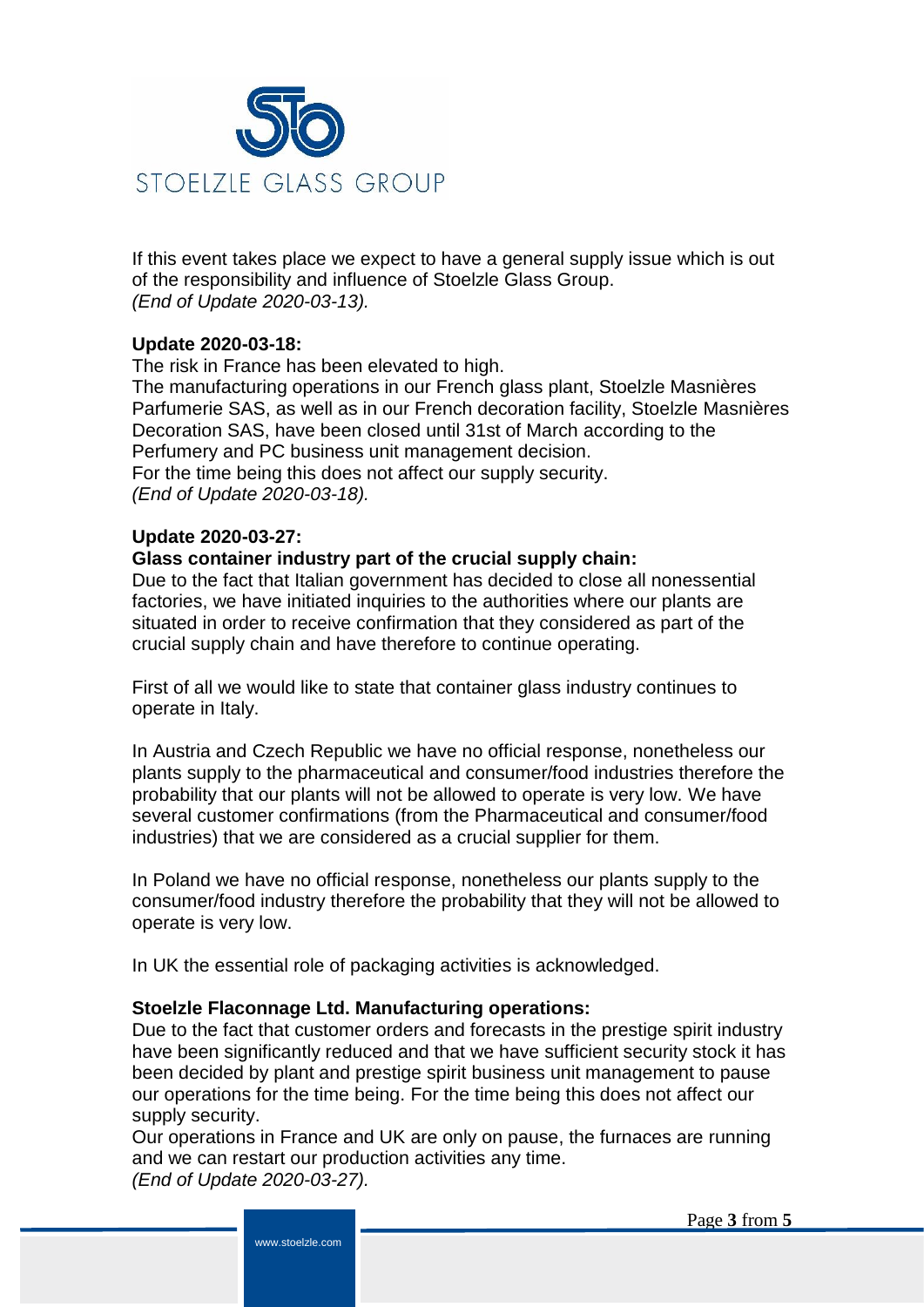If this event takes place we expect to have a general supply issue which is out of the responsibility and influence of Stoelzle Glass Group.
*(End of Update 2020-03-13).*

**Update 2020-03-18:**
The risk in France has been elevated to high.
The manufacturing operations in our French glass plant, Stoelzle Masnières Parfumerie SAS, as well as in our French decoration facility, Stoelzle Masnières Decoration SAS, have been closed until 31st of March according to the Perfumery and PC business unit management decision.
For the time being this does not affect our supply security.
*(End of Update 2020-03-18).*

**Update 2020-03-27:**
**Glass container industry part of the crucial supply chain:**
Due to the fact that Italian government has decided to close all nonessential factories, we have initiated inquiries to the authorities where our plants are situated in order to receive confirmation that they considered as part of the crucial supply chain and have therefore to continue operating.

First of all we would like to state that container glass industry continues to operate in Italy.

In Austria and Czech Republic we have no official response, nonetheless our plants supply to the pharmaceutical and consumer/food industries therefore the probability that our plants will not be allowed to operate is very low. We have several customer confirmations (from the Pharmaceutical and consumer/food industries) that we are considered as a crucial supplier for them.

In Poland we have no official response, nonetheless our plants supply to the consumer/food industry therefore the probability that they will not be allowed to operate is very low.

In UK the essential role of packaging activities is acknowledged.

**Stoelzle Flaconnage Ltd. Manufacturing operations:**
Due to the fact that customer orders and forecasts in the prestige spirit industry have been significantly reduced and that we have sufficient security stock it has been decided by plant and prestige spirit business unit management to pause our operations for the time being. For the time being this does not affect our supply security.
Our operations in France and UK are only on pause, the furnaces are running and we can restart our production activities any time.
*(End of Update 2020-03-27).*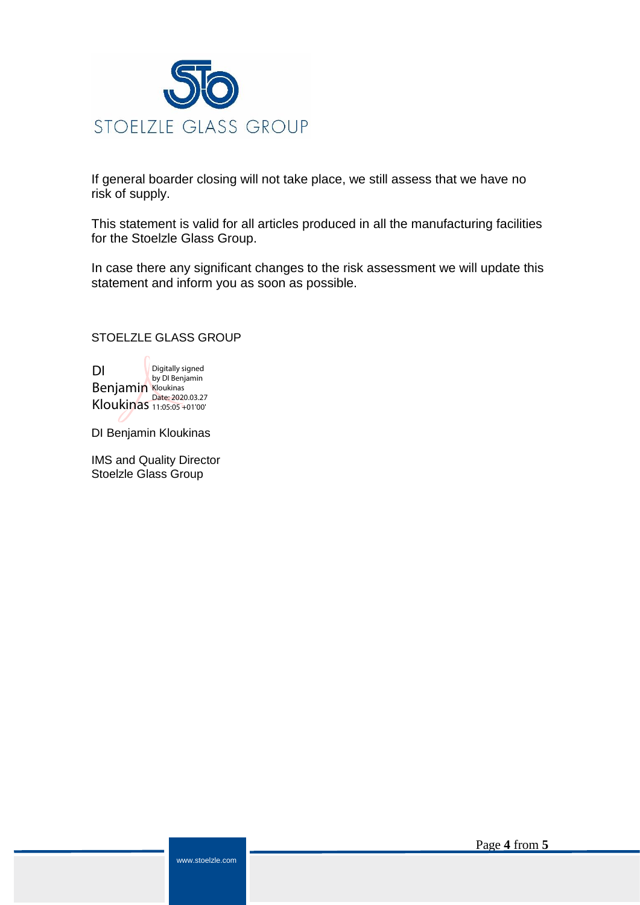If general boarder closing will not take place, we still assess that we have no risk of supply.

This statement is valid for all articles produced in all the manufacturing facilities for the Stoelzle Glass Group.

In case there any significant changes to the risk assessment we will update this statement and inform you as soon as possible.

STOELZLE GLASS GROUP

DI Benjamin Kloukinas

Digitally signed by DI Benjamin Kloukinas
Date: 2020.03.27 11:05:05 +01'00'

DI Benjamin Kloukinas

IMS and Quality Director
Stoelzle Glass Group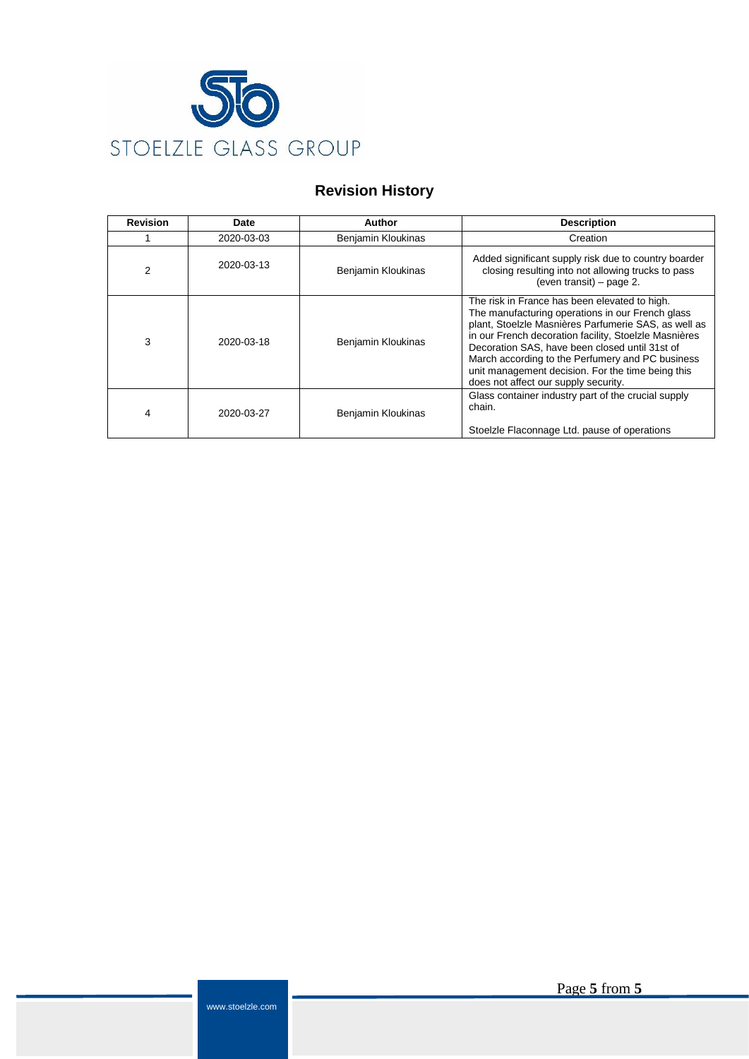STOELZLE GLASS GROUP

## Revision History

| Revision | Date | Author | Description |
|---|---|---|---|
| 1 | 2020-03-03 | Benjamin Kloukinas | Creation |
| 2 | 2020-03-13 | Benjamin Kloukinas | Added significant supply risk due to country boarder closing resulting into not allowing trucks to pass (even transit) – page 2. |
| 3 | 2020-03-18 | Benjamin Kloukinas | The risk in France has been elevated to high. The manufacturing operations in our French glass plant, Stoelzle Masnières Parfumerie SAS, as well as in our French decoration facility, Stoelzle Masnières Decoration SAS, have been closed until 31st of March according to the Perfumery and PC business unit management decision. For the time being this does not affect our supply security. |
| 4 | 2020-03-27 | Benjamin Kloukinas | Glass container industry part of the crucial supply chain.<br><br>Stoelzle Flaconnage Ltd. pause of operations |